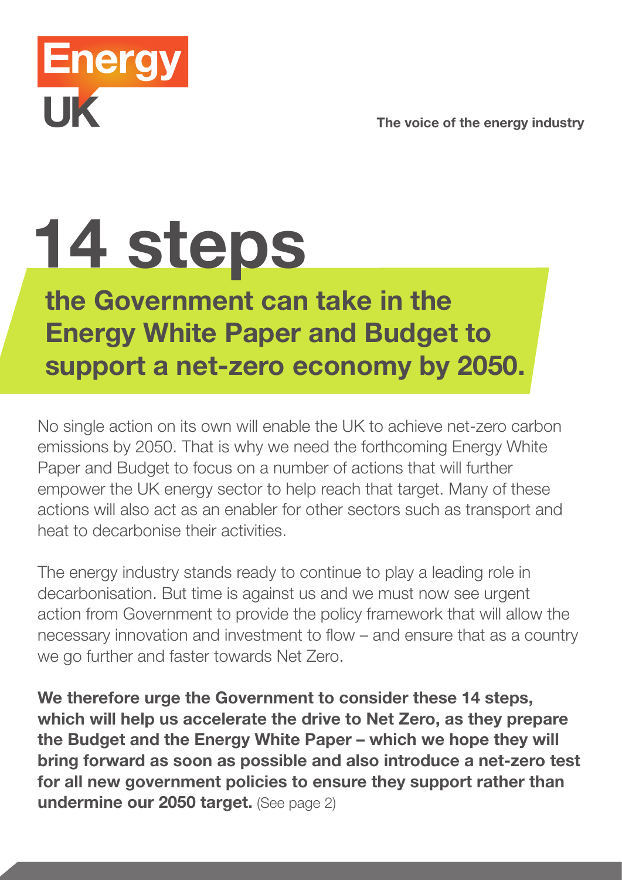Energy UK

**The voice of the energy industry**

# 14 steps

## the Government can take in the Energy White Paper and Budget to support a net-zero economy by 2050.

No single action on its own will enable the UK to achieve net-zero carbon emissions by 2050. That is why we need the forthcoming Energy White Paper and Budget to focus on a number of actions that will further empower the UK energy sector to help reach that target. Many of these actions will also act as an enabler for other sectors such as transport and heat to decarbonise their activities.

The energy industry stands ready to continue to play a leading role in decarbonisation. But time is against us and we must now see urgent action from Government to provide the policy framework that will allow the necessary innovation and investment to flow – and ensure that as a country we go further and faster towards Net Zero.

**We therefore urge the Government to consider these 14 steps, which will help us accelerate the drive to Net Zero, as they prepare the Budget and the Energy White Paper – which we hope they will bring forward as soon as possible and also introduce a net-zero test for all new government policies to ensure they support rather than undermine our 2050 target.** (See page 2)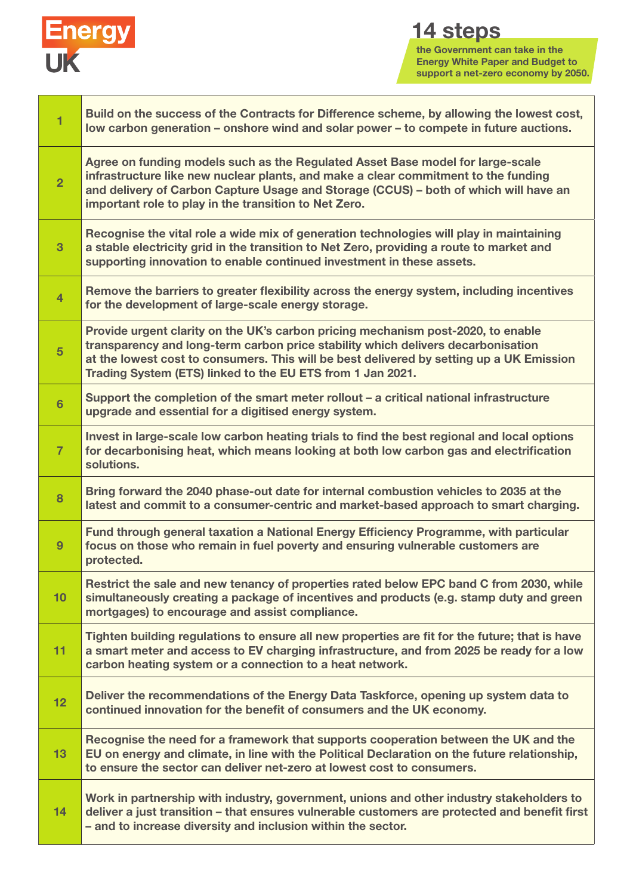Energy UK

# 14 steps

**the Government can take in the Energy White Paper and Budget to support a net-zero economy by 2050.**

| | |
|---|---|
| 1 | **Build on the success of the Contracts for Difference scheme, by allowing the lowest cost, low carbon generation – onshore wind and solar power – to compete in future auctions.** |
| 2 | **Agree on funding models such as the Regulated Asset Base model for large-scale infrastructure like new nuclear plants, and make a clear commitment to the funding and delivery of Carbon Capture Usage and Storage (CCUS) – both of which will have an important role to play in the transition to Net Zero.** |
| 3 | **Recognise the vital role a wide mix of generation technologies will play in maintaining a stable electricity grid in the transition to Net Zero, providing a route to market and supporting innovation to enable continued investment in these assets.** |
| 4 | **Remove the barriers to greater flexibility across the energy system, including incentives for the development of large-scale energy storage.** |
| 5 | **Provide urgent clarity on the UK's carbon pricing mechanism post-2020, to enable transparency and long-term carbon price stability which delivers decarbonisation at the lowest cost to consumers. This will be best delivered by setting up a UK Emission Trading System (ETS) linked to the EU ETS from 1 Jan 2021.** |
| 6 | **Support the completion of the smart meter rollout – a critical national infrastructure upgrade and essential for a digitised energy system.** |
| 7 | **Invest in large-scale low carbon heating trials to find the best regional and local options for decarbonising heat, which means looking at both low carbon gas and electrification solutions.** |
| 8 | **Bring forward the 2040 phase-out date for internal combustion vehicles to 2035 at the latest and commit to a consumer-centric and market-based approach to smart charging.** |
| 9 | **Fund through general taxation a National Energy Efficiency Programme, with particular focus on those who remain in fuel poverty and ensuring vulnerable customers are protected.** |
| 10 | **Restrict the sale and new tenancy of properties rated below EPC band C from 2030, while simultaneously creating a package of incentives and products (e.g. stamp duty and green mortgages) to encourage and assist compliance.** |
| 11 | **Tighten building regulations to ensure all new properties are fit for the future; that is have a smart meter and access to EV charging infrastructure, and from 2025 be ready for a low carbon heating system or a connection to a heat network.** |
| 12 | **Deliver the recommendations of the Energy Data Taskforce, opening up system data to continued innovation for the benefit of consumers and the UK economy.** |
| 13 | **Recognise the need for a framework that supports cooperation between the UK and the EU on energy and climate, in line with the Political Declaration on the future relationship, to ensure the sector can deliver net-zero at lowest cost to consumers.** |
| 14 | **Work in partnership with industry, government, unions and other industry stakeholders to deliver a just transition – that ensures vulnerable customers are protected and benefit first – and to increase diversity and inclusion within the sector.** |